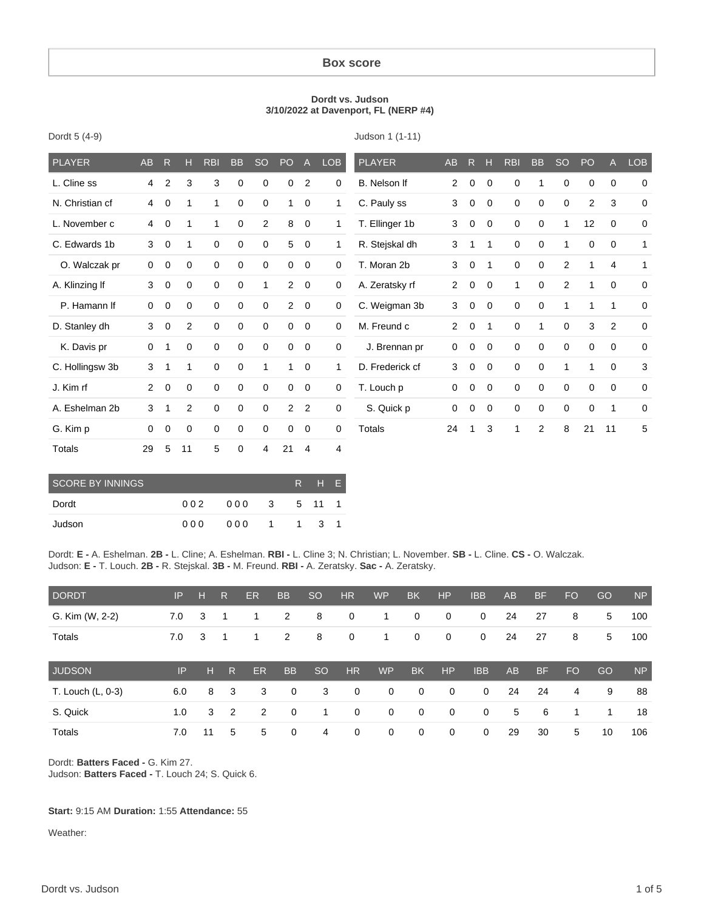# Box score

**Dordt vs. Judson**
**3/10/2022 at Davenport, FL (NERP #4)**

Dordt 5 (4-9)

| PLAYER | AB | R | H | RBI | BB | SO | PO | A | LOB |
|---|---|---|---|---|---|---|---|---|---|
| L. Cline ss | 4 | 2 | 3 | 3 | 0 | 0 | 0 | 2 | 0 |
| N. Christian cf | 4 | 0 | 1 | 1 | 0 | 0 | 1 | 0 | 1 |
| L. November c | 4 | 0 | 1 | 1 | 0 | 2 | 8 | 0 | 1 |
| C. Edwards 1b | 3 | 0 | 1 | 0 | 0 | 0 | 5 | 0 | 1 |
| O. Walczak pr | 0 | 0 | 0 | 0 | 0 | 0 | 0 | 0 | 0 |
| A. Klinzing lf | 3 | 0 | 0 | 0 | 0 | 1 | 2 | 0 | 0 |
| P. Hamann lf | 0 | 0 | 0 | 0 | 0 | 0 | 2 | 0 | 0 |
| D. Stanley dh | 3 | 0 | 2 | 0 | 0 | 0 | 0 | 0 | 0 |
| K. Davis pr | 0 | 1 | 0 | 0 | 0 | 0 | 0 | 0 | 0 |
| C. Hollingsw 3b | 3 | 1 | 1 | 0 | 0 | 1 | 1 | 0 | 1 |
| J. Kim rf | 2 | 0 | 0 | 0 | 0 | 0 | 0 | 0 | 0 |
| A. Eshelman 2b | 3 | 1 | 2 | 0 | 0 | 0 | 2 | 2 | 0 |
| G. Kim p | 0 | 0 | 0 | 0 | 0 | 0 | 0 | 0 | 0 |
| Totals | 29 | 5 | 11 | 5 | 0 | 4 | 21 | 4 | 4 |

Judson 1 (1-11)

| PLAYER | AB | R | H | RBI | BB | SO | PO | A | LOB |
|---|---|---|---|---|---|---|---|---|---|
| B. Nelson lf | 2 | 0 | 0 | 0 | 1 | 0 | 0 | 0 | 0 |
| C. Pauly ss | 3 | 0 | 0 | 0 | 0 | 0 | 2 | 3 | 0 |
| T. Ellinger 1b | 3 | 0 | 0 | 0 | 0 | 1 | 12 | 0 | 0 |
| R. Stejskal dh | 3 | 1 | 1 | 0 | 0 | 1 | 0 | 0 | 1 |
| T. Moran 2b | 3 | 0 | 1 | 0 | 0 | 2 | 1 | 4 | 1 |
| A. Zeratsky rf | 2 | 0 | 0 | 1 | 0 | 2 | 1 | 0 | 0 |
| C. Weigman 3b | 3 | 0 | 0 | 0 | 0 | 1 | 1 | 1 | 0 |
| M. Freund c | 2 | 0 | 1 | 0 | 1 | 0 | 3 | 2 | 0 |
| J. Brennan pr | 0 | 0 | 0 | 0 | 0 | 0 | 0 | 0 | 0 |
| D. Frederick cf | 3 | 0 | 0 | 0 | 0 | 1 | 1 | 0 | 3 |
| T. Louch p | 0 | 0 | 0 | 0 | 0 | 0 | 0 | 0 | 0 |
| S. Quick p | 0 | 0 | 0 | 0 | 0 | 0 | 0 | 1 | 0 |
| Totals | 24 | 1 | 3 | 1 | 2 | 8 | 21 | 11 | 5 |

| SCORE BY INNINGS | | | | R | H | E |
|---|---|---|---|---|---|---|
| Dordt | 002 | 000 | 3 | 5 | 11 | 1 |
| Judson | 000 | 000 | 1 | 1 | 3 | 1 |

Dordt: **E -** A. Eshelman. **2B -** L. Cline; A. Eshelman. **RBI -** L. Cline 3; N. Christian; L. November. **SB -** L. Cline. **CS -** O. Walczak.
Judson: **E -** T. Louch. **2B -** R. Stejskal. **3B -** M. Freund. **RBI -** A. Zeratsky. **Sac -** A. Zeratsky.

| DORDT | IP | H | R | ER | BB | SO | HR | WP | BK | HP | IBB | AB | BF | FO | GO | NP |
|---|---|---|---|---|---|---|---|---|---|---|---|---|---|---|---|---|
| G. Kim (W, 2-2) | 7.0 | 3 | 1 | 1 | 2 | 8 | 0 | 1 | 0 | 0 | 0 | 24 | 27 | 8 | 5 | 100 |
| Totals | 7.0 | 3 | 1 | 1 | 2 | 8 | 0 | 1 | 0 | 0 | 0 | 24 | 27 | 8 | 5 | 100 |

| JUDSON | IP | H | R | ER | BB | SO | HR | WP | BK | HP | IBB | AB | BF | FO | GO | NP |
|---|---|---|---|---|---|---|---|---|---|---|---|---|---|---|---|---|
| T. Louch (L, 0-3) | 6.0 | 8 | 3 | 3 | 0 | 3 | 0 | 0 | 0 | 0 | 0 | 24 | 24 | 4 | 9 | 88 |
| S. Quick | 1.0 | 3 | 2 | 2 | 0 | 1 | 0 | 0 | 0 | 0 | 0 | 5 | 6 | 1 | 1 | 18 |
| Totals | 7.0 | 11 | 5 | 5 | 0 | 4 | 0 | 0 | 0 | 0 | 0 | 29 | 30 | 5 | 10 | 106 |

Dordt: **Batters Faced -** G. Kim 27.
Judson: **Batters Faced -** T. Louch 24; S. Quick 6.

**Start:** 9:15 AM **Duration:** 1:55 **Attendance:** 55

Weather: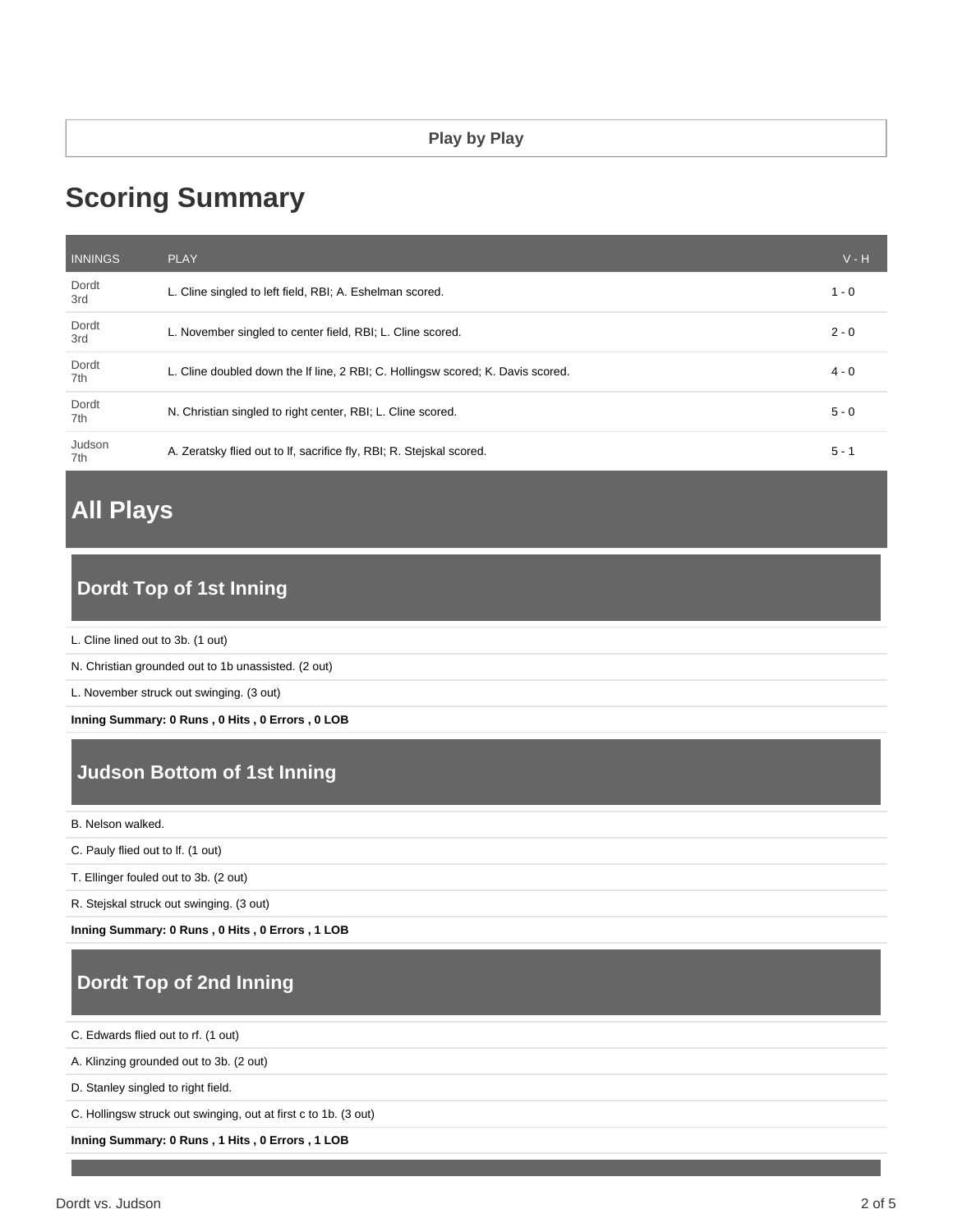Play by Play

# Scoring Summary

| INNINGS | PLAY | V - H |
|---|---|---|
| Dordt 3rd | L. Cline singled to left field, RBI; A. Eshelman scored. | 1 - 0 |
| Dordt 3rd | L. November singled to center field, RBI; L. Cline scored. | 2 - 0 |
| Dordt 7th | L. Cline doubled down the lf line, 2 RBI; C. Hollingsw scored; K. Davis scored. | 4 - 0 |
| Dordt 7th | N. Christian singled to right center, RBI; L. Cline scored. | 5 - 0 |
| Judson 7th | A. Zeratsky flied out to lf, sacrifice fly, RBI; R. Stejskal scored. | 5 - 1 |

# All Plays

## Dordt Top of 1st Inning

L. Cline lined out to 3b. (1 out)

N. Christian grounded out to 1b unassisted. (2 out)

L. November struck out swinging. (3 out)

**Inning Summary: 0 Runs , 0 Hits , 0 Errors , 0 LOB**

## Judson Bottom of 1st Inning

B. Nelson walked.

C. Pauly flied out to lf. (1 out)

T. Ellinger fouled out to 3b. (2 out)

R. Stejskal struck out swinging. (3 out)

**Inning Summary: 0 Runs , 0 Hits , 0 Errors , 1 LOB**

## Dordt Top of 2nd Inning

C. Edwards flied out to rf. (1 out)

A. Klinzing grounded out to 3b. (2 out)

D. Stanley singled to right field.

C. Hollingsw struck out swinging, out at first c to 1b. (3 out)

**Inning Summary: 0 Runs , 1 Hits , 0 Errors , 1 LOB**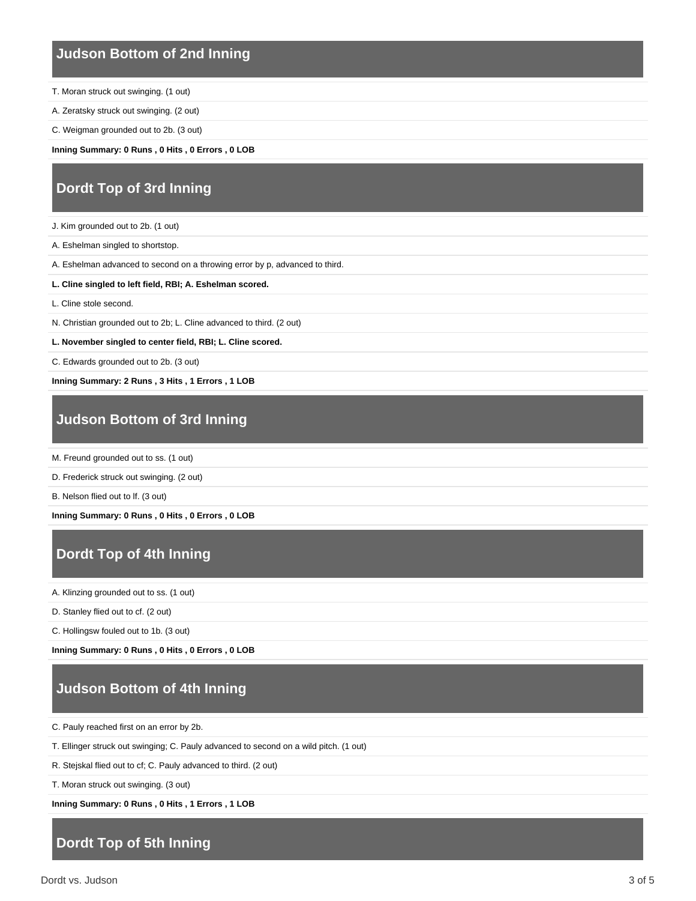## Judson Bottom of 2nd Inning

T. Moran struck out swinging. (1 out)

A. Zeratsky struck out swinging. (2 out)

C. Weigman grounded out to 2b. (3 out)

**Inning Summary: 0 Runs , 0 Hits , 0 Errors , 0 LOB**

## Dordt Top of 3rd Inning

J. Kim grounded out to 2b. (1 out)

A. Eshelman singled to shortstop.

A. Eshelman advanced to second on a throwing error by p, advanced to third.

**L. Cline singled to left field, RBI; A. Eshelman scored.**

L. Cline stole second.

N. Christian grounded out to 2b; L. Cline advanced to third. (2 out)

**L. November singled to center field, RBI; L. Cline scored.**

C. Edwards grounded out to 2b. (3 out)

**Inning Summary: 2 Runs , 3 Hits , 1 Errors , 1 LOB**

## Judson Bottom of 3rd Inning

M. Freund grounded out to ss. (1 out)

D. Frederick struck out swinging. (2 out)

B. Nelson flied out to lf. (3 out)

**Inning Summary: 0 Runs , 0 Hits , 0 Errors , 0 LOB**

## Dordt Top of 4th Inning

A. Klinzing grounded out to ss. (1 out)

D. Stanley flied out to cf. (2 out)

C. Hollingsw fouled out to 1b. (3 out)

**Inning Summary: 0 Runs , 0 Hits , 0 Errors , 0 LOB**

## Judson Bottom of 4th Inning

C. Pauly reached first on an error by 2b.

T. Ellinger struck out swinging; C. Pauly advanced to second on a wild pitch. (1 out)

R. Stejskal flied out to cf; C. Pauly advanced to third. (2 out)

T. Moran struck out swinging. (3 out)

**Inning Summary: 0 Runs , 0 Hits , 1 Errors , 1 LOB**

## Dordt Top of 5th Inning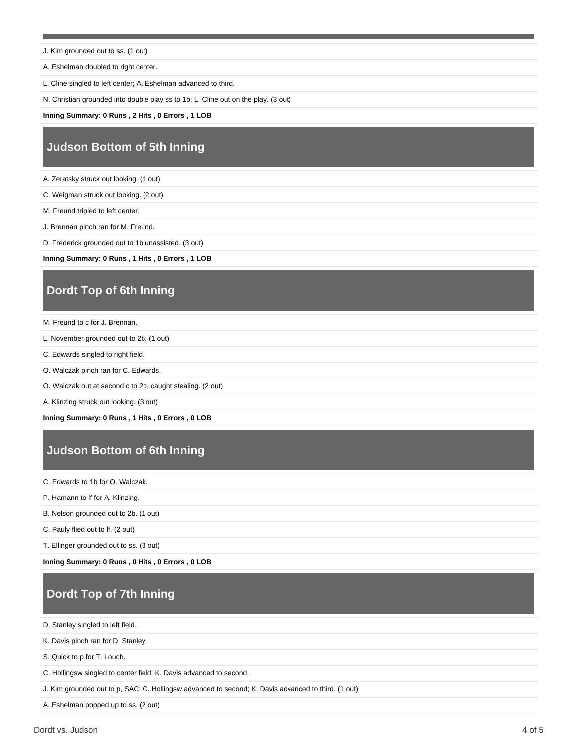J. Kim grounded out to ss. (1 out)

A. Eshelman doubled to right center.

L. Cline singled to left center; A. Eshelman advanced to third.

N. Christian grounded into double play ss to 1b; L. Cline out on the play. (3 out)

**Inning Summary: 0 Runs , 2 Hits , 0 Errors , 1 LOB**

## Judson Bottom of 5th Inning

A. Zeratsky struck out looking. (1 out)

C. Weigman struck out looking. (2 out)

M. Freund tripled to left center.

J. Brennan pinch ran for M. Freund.

D. Frederick grounded out to 1b unassisted. (3 out)

**Inning Summary: 0 Runs , 1 Hits , 0 Errors , 1 LOB**

## Dordt Top of 6th Inning

M. Freund to c for J. Brennan.

L. November grounded out to 2b. (1 out)

C. Edwards singled to right field.

O. Walczak pinch ran for C. Edwards.

O. Walczak out at second c to 2b, caught stealing. (2 out)

A. Klinzing struck out looking. (3 out)

**Inning Summary: 0 Runs , 1 Hits , 0 Errors , 0 LOB**

## Judson Bottom of 6th Inning

C. Edwards to 1b for O. Walczak.

P. Hamann to lf for A. Klinzing.

B. Nelson grounded out to 2b. (1 out)

C. Pauly flied out to lf. (2 out)

T. Ellinger grounded out to ss. (3 out)

**Inning Summary: 0 Runs , 0 Hits , 0 Errors , 0 LOB**

## Dordt Top of 7th Inning

D. Stanley singled to left field.

K. Davis pinch ran for D. Stanley.

S. Quick to p for T. Louch.

C. Hollingsw singled to center field; K. Davis advanced to second.

J. Kim grounded out to p, SAC; C. Hollingsw advanced to second; K. Davis advanced to third. (1 out)

A. Eshelman popped up to ss. (2 out)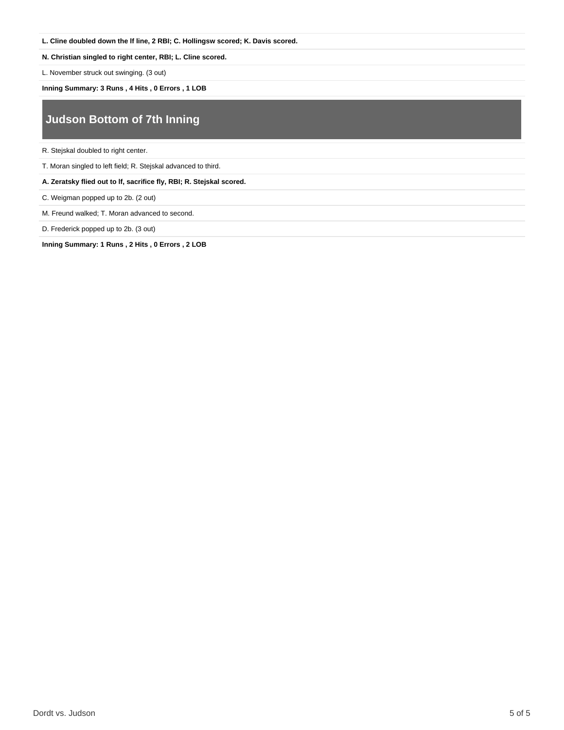**L. Cline doubled down the lf line, 2 RBI; C. Hollingsw scored; K. Davis scored.**

**N. Christian singled to right center, RBI; L. Cline scored.**

L. November struck out swinging. (3 out)

**Inning Summary: 3 Runs , 4 Hits , 0 Errors , 1 LOB**

## Judson Bottom of 7th Inning

R. Stejskal doubled to right center.

T. Moran singled to left field; R. Stejskal advanced to third.

**A. Zeratsky flied out to lf, sacrifice fly, RBI; R. Stejskal scored.**

C. Weigman popped up to 2b. (2 out)

M. Freund walked; T. Moran advanced to second.

D. Frederick popped up to 2b. (3 out)

**Inning Summary: 1 Runs , 2 Hits , 0 Errors , 2 LOB**